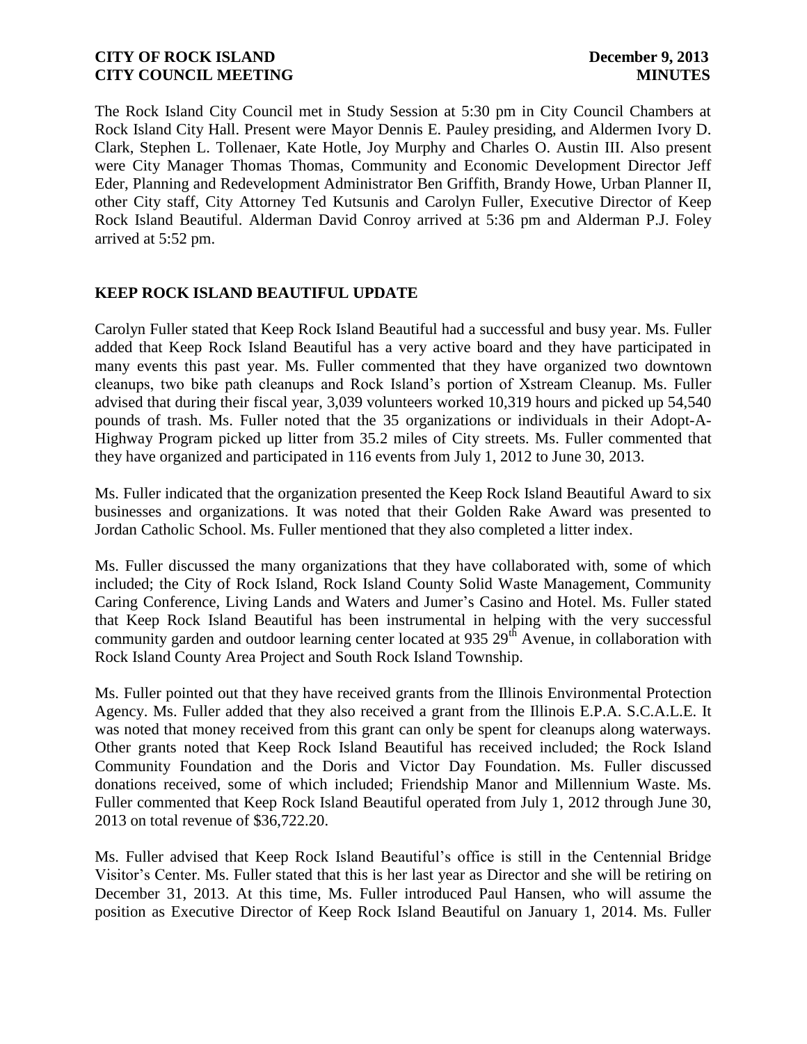The Rock Island City Council met in Study Session at 5:30 pm in City Council Chambers at Rock Island City Hall. Present were Mayor Dennis E. Pauley presiding, and Aldermen Ivory D. Clark, Stephen L. Tollenaer, Kate Hotle, Joy Murphy and Charles O. Austin III. Also present were City Manager Thomas Thomas, Community and Economic Development Director Jeff Eder, Planning and Redevelopment Administrator Ben Griffith, Brandy Howe, Urban Planner II, other City staff, City Attorney Ted Kutsunis and Carolyn Fuller, Executive Director of Keep Rock Island Beautiful. Alderman David Conroy arrived at 5:36 pm and Alderman P.J. Foley arrived at 5:52 pm.

## KEEP ROCK ISLAND BEAUTIFUL UPDATE

Carolyn Fuller stated that Keep Rock Island Beautiful had a successful and busy year. Ms. Fuller added that Keep Rock Island Beautiful has a very active board and they have participated in many events this past year. Ms. Fuller commented that they have organized two downtown cleanups, two bike path cleanups and Rock Island's portion of Xstream Cleanup. Ms. Fuller advised that during their fiscal year, 3,039 volunteers worked 10,319 hours and picked up 54,540 pounds of trash. Ms. Fuller noted that the 35 organizations or individuals in their Adopt-A-Highway Program picked up litter from 35.2 miles of City streets. Ms. Fuller commented that they have organized and participated in 116 events from July 1, 2012 to June 30, 2013.

Ms. Fuller indicated that the organization presented the Keep Rock Island Beautiful Award to six businesses and organizations. It was noted that their Golden Rake Award was presented to Jordan Catholic School. Ms. Fuller mentioned that they also completed a litter index.

Ms. Fuller discussed the many organizations that they have collaborated with, some of which included; the City of Rock Island, Rock Island County Solid Waste Management, Community Caring Conference, Living Lands and Waters and Jumer's Casino and Hotel. Ms. Fuller stated that Keep Rock Island Beautiful has been instrumental in helping with the very successful community garden and outdoor learning center located at 935 29th Avenue, in collaboration with Rock Island County Area Project and South Rock Island Township.

Ms. Fuller pointed out that they have received grants from the Illinois Environmental Protection Agency. Ms. Fuller added that they also received a grant from the Illinois E.P.A. S.C.A.L.E. It was noted that money received from this grant can only be spent for cleanups along waterways. Other grants noted that Keep Rock Island Beautiful has received included; the Rock Island Community Foundation and the Doris and Victor Day Foundation. Ms. Fuller discussed donations received, some of which included; Friendship Manor and Millennium Waste. Ms. Fuller commented that Keep Rock Island Beautiful operated from July 1, 2012 through June 30, 2013 on total revenue of $36,722.20.

Ms. Fuller advised that Keep Rock Island Beautiful's office is still in the Centennial Bridge Visitor's Center. Ms. Fuller stated that this is her last year as Director and she will be retiring on December 31, 2013. At this time, Ms. Fuller introduced Paul Hansen, who will assume the position as Executive Director of Keep Rock Island Beautiful on January 1, 2014. Ms. Fuller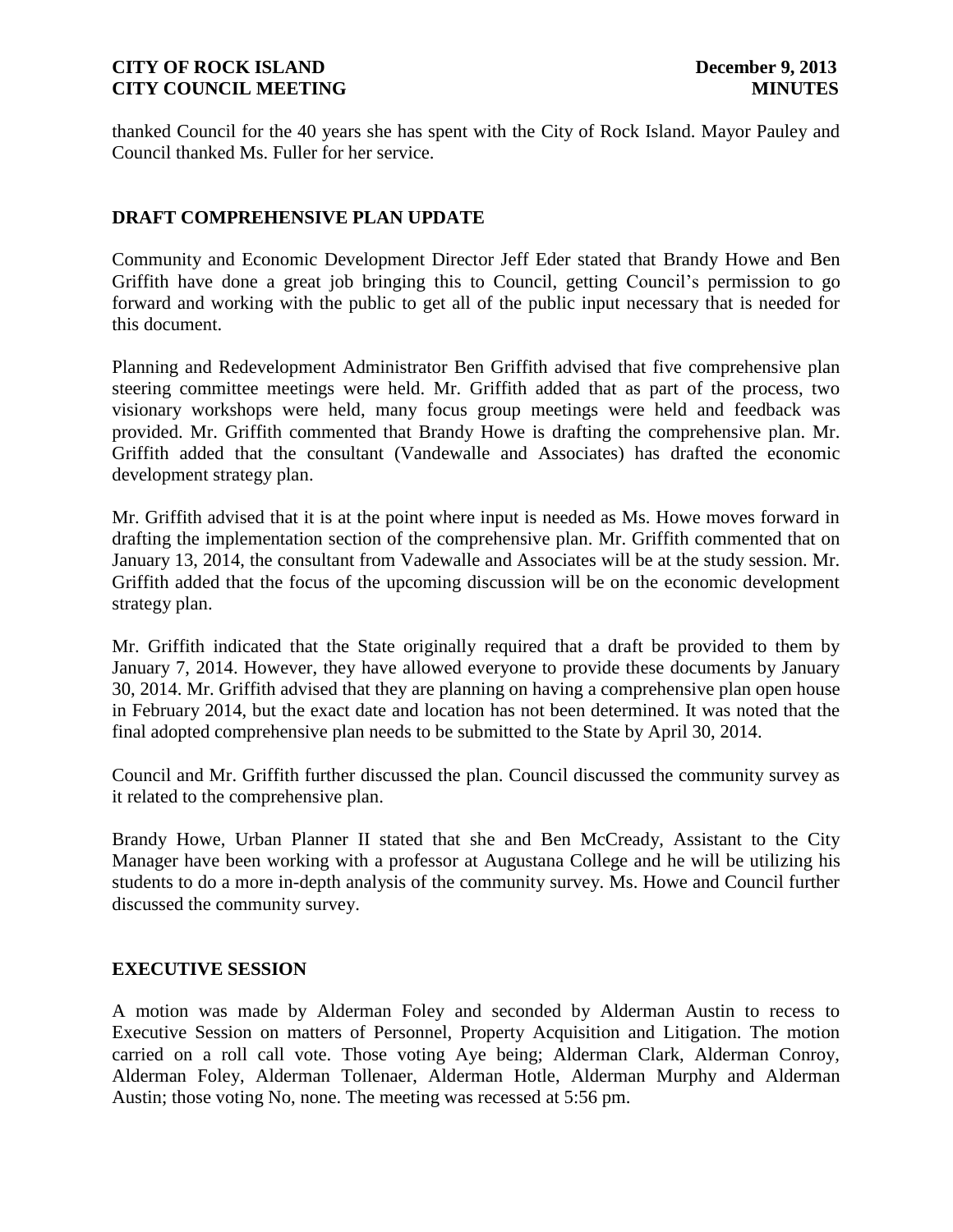thanked Council for the 40 years she has spent with the City of Rock Island. Mayor Pauley and Council thanked Ms. Fuller for her service.

## DRAFT COMPREHENSIVE PLAN UPDATE

Community and Economic Development Director Jeff Eder stated that Brandy Howe and Ben Griffith have done a great job bringing this to Council, getting Council's permission to go forward and working with the public to get all of the public input necessary that is needed for this document.

Planning and Redevelopment Administrator Ben Griffith advised that five comprehensive plan steering committee meetings were held. Mr. Griffith added that as part of the process, two visionary workshops were held, many focus group meetings were held and feedback was provided. Mr. Griffith commented that Brandy Howe is drafting the comprehensive plan. Mr. Griffith added that the consultant (Vandewalle and Associates) has drafted the economic development strategy plan.

Mr. Griffith advised that it is at the point where input is needed as Ms. Howe moves forward in drafting the implementation section of the comprehensive plan. Mr. Griffith commented that on January 13, 2014, the consultant from Vadewalle and Associates will be at the study session. Mr. Griffith added that the focus of the upcoming discussion will be on the economic development strategy plan.

Mr. Griffith indicated that the State originally required that a draft be provided to them by January 7, 2014. However, they have allowed everyone to provide these documents by January 30, 2014. Mr. Griffith advised that they are planning on having a comprehensive plan open house in February 2014, but the exact date and location has not been determined. It was noted that the final adopted comprehensive plan needs to be submitted to the State by April 30, 2014.

Council and Mr. Griffith further discussed the plan. Council discussed the community survey as it related to the comprehensive plan.

Brandy Howe, Urban Planner II stated that she and Ben McCready, Assistant to the City Manager have been working with a professor at Augustana College and he will be utilizing his students to do a more in-depth analysis of the community survey. Ms. Howe and Council further discussed the community survey.

## EXECUTIVE SESSION

A motion was made by Alderman Foley and seconded by Alderman Austin to recess to Executive Session on matters of Personnel, Property Acquisition and Litigation. The motion carried on a roll call vote. Those voting Aye being; Alderman Clark, Alderman Conroy, Alderman Foley, Alderman Tollenaer, Alderman Hotle, Alderman Murphy and Alderman Austin; those voting No, none. The meeting was recessed at 5:56 pm.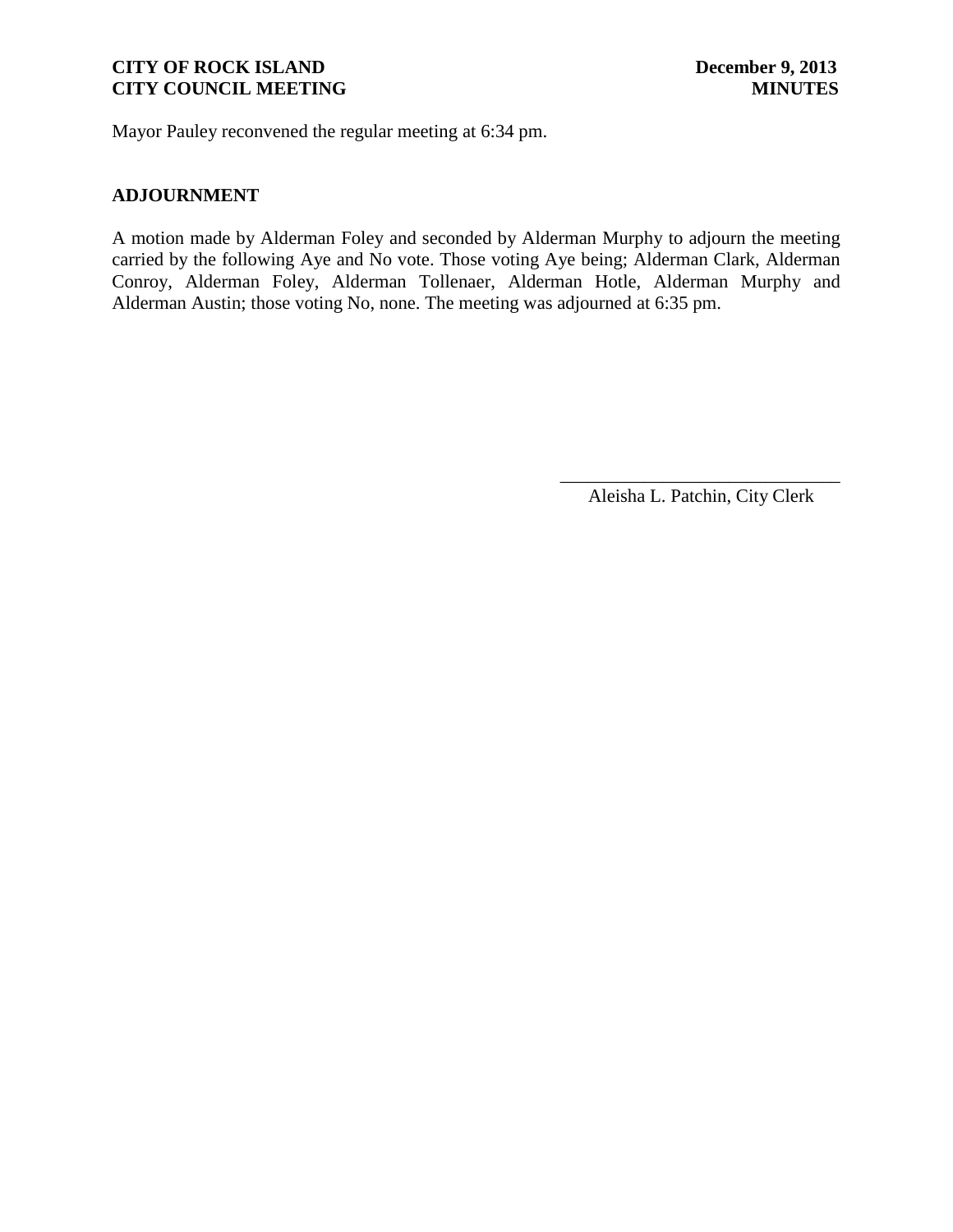Mayor Pauley reconvened the regular meeting at 6:34 pm.

## ADJOURNMENT

A motion made by Alderman Foley and seconded by Alderman Murphy to adjourn the meeting carried by the following Aye and No vote. Those voting Aye being; Alderman Clark, Alderman Conroy, Alderman Foley, Alderman Tollenaer, Alderman Hotle, Alderman Murphy and Alderman Austin; those voting No, none. The meeting was adjourned at 6:35 pm.

\_\_\_\_\_\_\_\_\_\_\_\_\_\_\_\_\_\_\_\_\_\_\_\_\_\_\_\_\_\_

Aleisha L. Patchin, City Clerk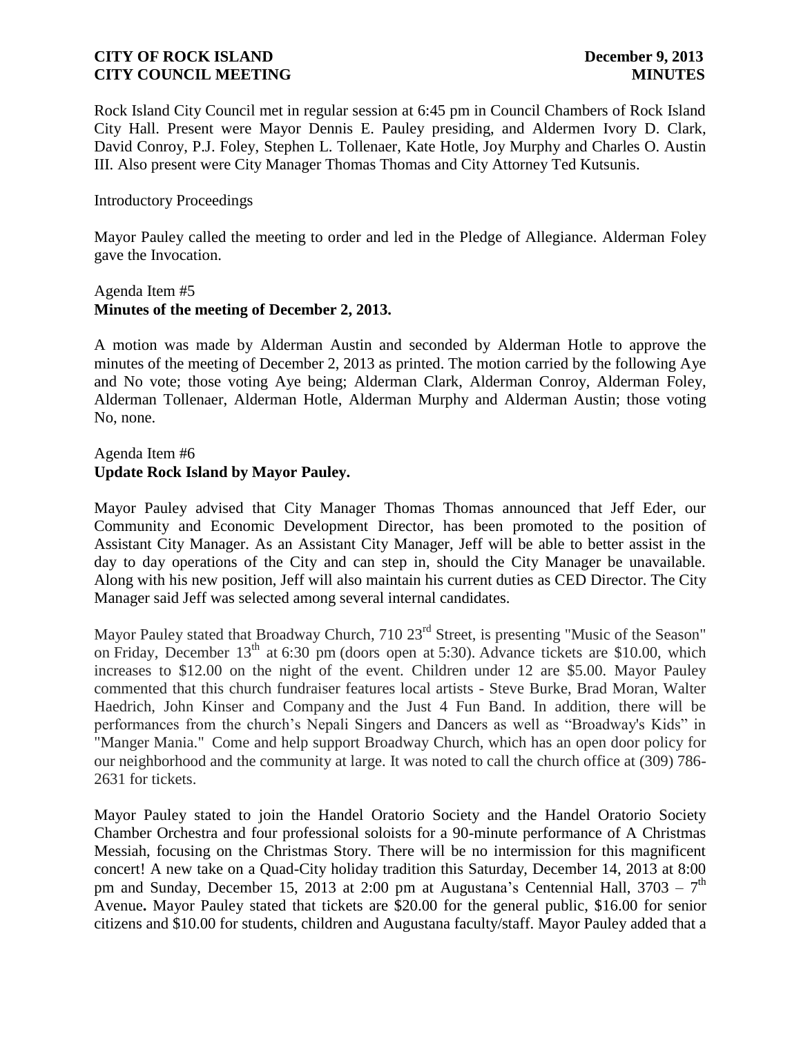Rock Island City Council met in regular session at 6:45 pm in Council Chambers of Rock Island City Hall. Present were Mayor Dennis E. Pauley presiding, and Aldermen Ivory D. Clark, David Conroy, P.J. Foley, Stephen L. Tollenaer, Kate Hotle, Joy Murphy and Charles O. Austin III. Also present were City Manager Thomas Thomas and City Attorney Ted Kutsunis.

Introductory Proceedings

Mayor Pauley called the meeting to order and led in the Pledge of Allegiance. Alderman Foley gave the Invocation.

Agenda Item #5
**Minutes of the meeting of December 2, 2013.**

A motion was made by Alderman Austin and seconded by Alderman Hotle to approve the minutes of the meeting of December 2, 2013 as printed. The motion carried by the following Aye and No vote; those voting Aye being; Alderman Clark, Alderman Conroy, Alderman Foley, Alderman Tollenaer, Alderman Hotle, Alderman Murphy and Alderman Austin; those voting No, none.

Agenda Item #6
**Update Rock Island by Mayor Pauley.**

Mayor Pauley advised that City Manager Thomas Thomas announced that Jeff Eder, our Community and Economic Development Director, has been promoted to the position of Assistant City Manager. As an Assistant City Manager, Jeff will be able to better assist in the day to day operations of the City and can step in, should the City Manager be unavailable. Along with his new position, Jeff will also maintain his current duties as CED Director. The City Manager said Jeff was selected among several internal candidates.

Mayor Pauley stated that Broadway Church, 710 23rd Street, is presenting "Music of the Season" on Friday, December 13th at 6:30 pm (doors open at 5:30). Advance tickets are $10.00, which increases to $12.00 on the night of the event. Children under 12 are $5.00. Mayor Pauley commented that this church fundraiser features local artists - Steve Burke, Brad Moran, Walter Haedrich, John Kinser and Company and the Just 4 Fun Band. In addition, there will be performances from the church's Nepali Singers and Dancers as well as "Broadway's Kids" in "Manger Mania." Come and help support Broadway Church, which has an open door policy for our neighborhood and the community at large. It was noted to call the church office at (309) 786-2631 for tickets.

Mayor Pauley stated to join the Handel Oratorio Society and the Handel Oratorio Society Chamber Orchestra and four professional soloists for a 90-minute performance of A Christmas Messiah, focusing on the Christmas Story. There will be no intermission for this magnificent concert! A new take on a Quad-City holiday tradition this Saturday, December 14, 2013 at 8:00 pm and Sunday, December 15, 2013 at 2:00 pm at Augustana's Centennial Hall, 3703 – 7th Avenue**.** Mayor Pauley stated that tickets are $20.00 for the general public, $16.00 for senior citizens and $10.00 for students, children and Augustana faculty/staff. Mayor Pauley added that a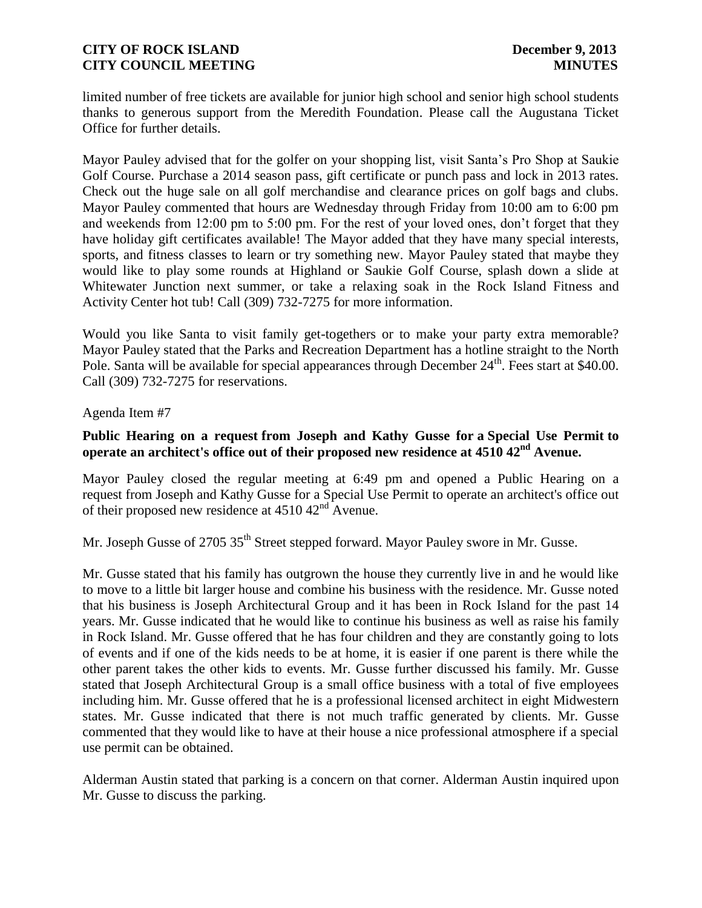limited number of free tickets are available for junior high school and senior high school students thanks to generous support from the Meredith Foundation. Please call the Augustana Ticket Office for further details.

Mayor Pauley advised that for the golfer on your shopping list, visit Santa's Pro Shop at Saukie Golf Course. Purchase a 2014 season pass, gift certificate or punch pass and lock in 2013 rates. Check out the huge sale on all golf merchandise and clearance prices on golf bags and clubs. Mayor Pauley commented that hours are Wednesday through Friday from 10:00 am to 6:00 pm and weekends from 12:00 pm to 5:00 pm. For the rest of your loved ones, don't forget that they have holiday gift certificates available! The Mayor added that they have many special interests, sports, and fitness classes to learn or try something new. Mayor Pauley stated that maybe they would like to play some rounds at Highland or Saukie Golf Course, splash down a slide at Whitewater Junction next summer, or take a relaxing soak in the Rock Island Fitness and Activity Center hot tub! Call (309) 732-7275 for more information.

Would you like Santa to visit family get-togethers or to make your party extra memorable? Mayor Pauley stated that the Parks and Recreation Department has a hotline straight to the North Pole. Santa will be available for special appearances through December 24th. Fees start at $40.00. Call (309) 732-7275 for reservations.

Agenda Item #7

**Public Hearing on a request from Joseph and Kathy Gusse for a Special Use Permit to operate an architect's office out of their proposed new residence at 4510 42nd Avenue.**

Mayor Pauley closed the regular meeting at 6:49 pm and opened a Public Hearing on a request from Joseph and Kathy Gusse for a Special Use Permit to operate an architect's office out of their proposed new residence at 4510 42nd Avenue.

Mr. Joseph Gusse of 2705 35th Street stepped forward. Mayor Pauley swore in Mr. Gusse.

Mr. Gusse stated that his family has outgrown the house they currently live in and he would like to move to a little bit larger house and combine his business with the residence. Mr. Gusse noted that his business is Joseph Architectural Group and it has been in Rock Island for the past 14 years. Mr. Gusse indicated that he would like to continue his business as well as raise his family in Rock Island. Mr. Gusse offered that he has four children and they are constantly going to lots of events and if one of the kids needs to be at home, it is easier if one parent is there while the other parent takes the other kids to events. Mr. Gusse further discussed his family. Mr. Gusse stated that Joseph Architectural Group is a small office business with a total of five employees including him. Mr. Gusse offered that he is a professional licensed architect in eight Midwestern states. Mr. Gusse indicated that there is not much traffic generated by clients. Mr. Gusse commented that they would like to have at their house a nice professional atmosphere if a special use permit can be obtained.

Alderman Austin stated that parking is a concern on that corner. Alderman Austin inquired upon Mr. Gusse to discuss the parking.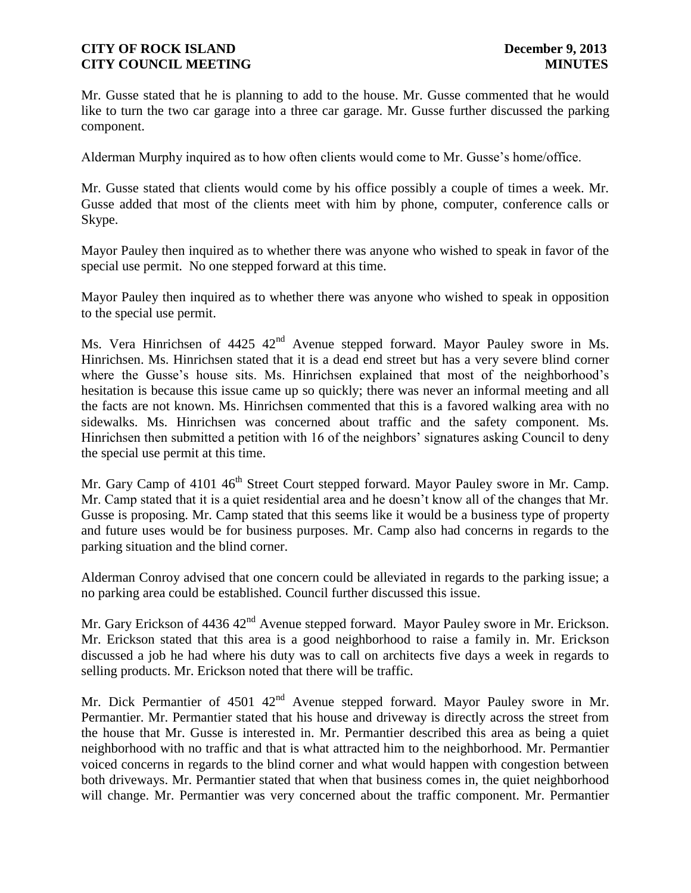Mr. Gusse stated that he is planning to add to the house. Mr. Gusse commented that he would like to turn the two car garage into a three car garage. Mr. Gusse further discussed the parking component.

Alderman Murphy inquired as to how often clients would come to Mr. Gusse's home/office.

Mr. Gusse stated that clients would come by his office possibly a couple of times a week. Mr. Gusse added that most of the clients meet with him by phone, computer, conference calls or Skype.

Mayor Pauley then inquired as to whether there was anyone who wished to speak in favor of the special use permit. No one stepped forward at this time.

Mayor Pauley then inquired as to whether there was anyone who wished to speak in opposition to the special use permit.

Ms. Vera Hinrichsen of 4425 42nd Avenue stepped forward. Mayor Pauley swore in Ms. Hinrichsen. Ms. Hinrichsen stated that it is a dead end street but has a very severe blind corner where the Gusse's house sits. Ms. Hinrichsen explained that most of the neighborhood's hesitation is because this issue came up so quickly; there was never an informal meeting and all the facts are not known. Ms. Hinrichsen commented that this is a favored walking area with no sidewalks. Ms. Hinrichsen was concerned about traffic and the safety component. Ms. Hinrichsen then submitted a petition with 16 of the neighbors' signatures asking Council to deny the special use permit at this time.

Mr. Gary Camp of 4101 46th Street Court stepped forward. Mayor Pauley swore in Mr. Camp. Mr. Camp stated that it is a quiet residential area and he doesn't know all of the changes that Mr. Gusse is proposing. Mr. Camp stated that this seems like it would be a business type of property and future uses would be for business purposes. Mr. Camp also had concerns in regards to the parking situation and the blind corner.

Alderman Conroy advised that one concern could be alleviated in regards to the parking issue; a no parking area could be established. Council further discussed this issue.

Mr. Gary Erickson of 4436 42nd Avenue stepped forward. Mayor Pauley swore in Mr. Erickson. Mr. Erickson stated that this area is a good neighborhood to raise a family in. Mr. Erickson discussed a job he had where his duty was to call on architects five days a week in regards to selling products. Mr. Erickson noted that there will be traffic.

Mr. Dick Permantier of 4501 42nd Avenue stepped forward. Mayor Pauley swore in Mr. Permantier. Mr. Permantier stated that his house and driveway is directly across the street from the house that Mr. Gusse is interested in. Mr. Permantier described this area as being a quiet neighborhood with no traffic and that is what attracted him to the neighborhood. Mr. Permantier voiced concerns in regards to the blind corner and what would happen with congestion between both driveways. Mr. Permantier stated that when that business comes in, the quiet neighborhood will change. Mr. Permantier was very concerned about the traffic component. Mr. Permantier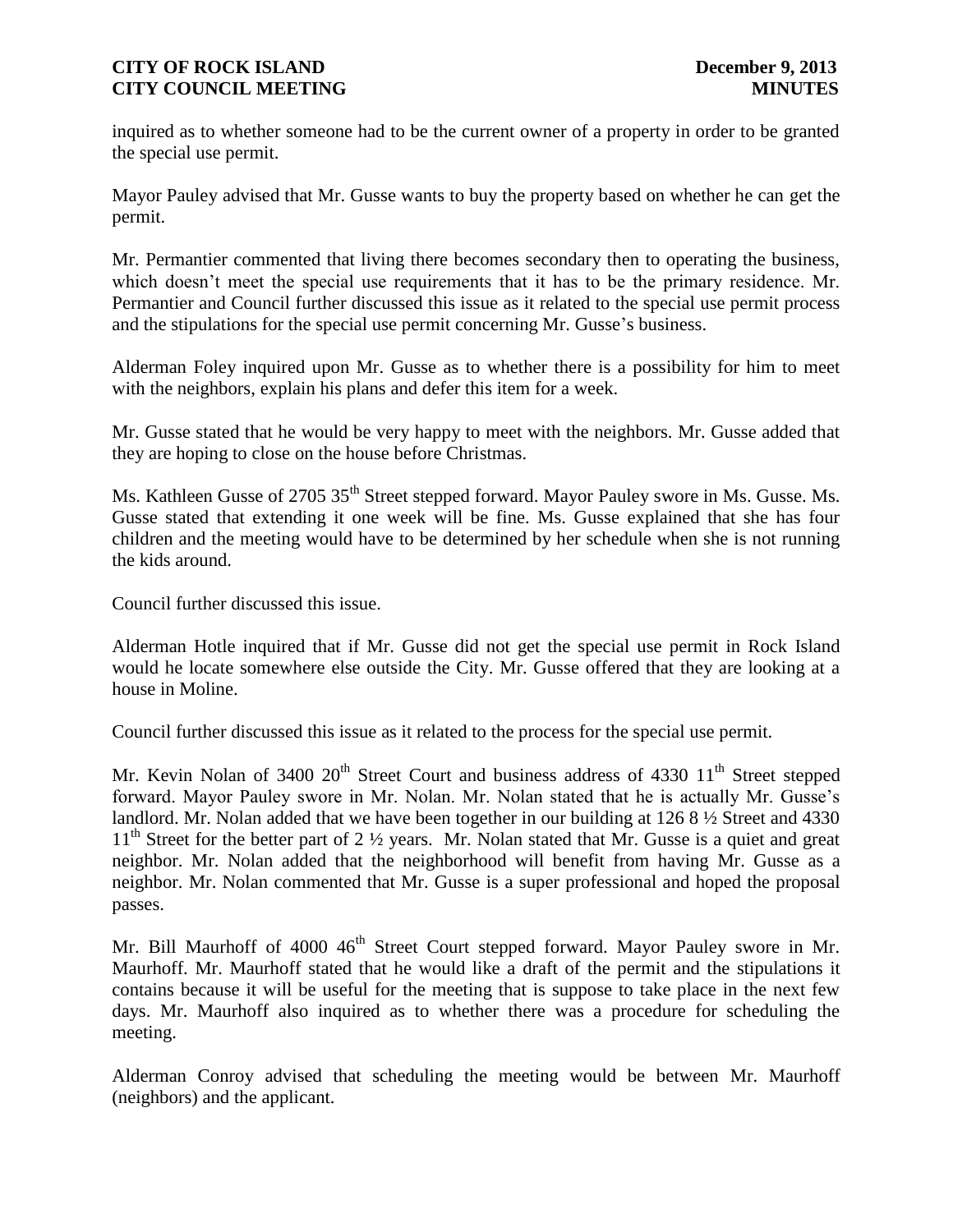inquired as to whether someone had to be the current owner of a property in order to be granted the special use permit.

Mayor Pauley advised that Mr. Gusse wants to buy the property based on whether he can get the permit.

Mr. Permantier commented that living there becomes secondary then to operating the business, which doesn't meet the special use requirements that it has to be the primary residence. Mr. Permantier and Council further discussed this issue as it related to the special use permit process and the stipulations for the special use permit concerning Mr. Gusse's business.

Alderman Foley inquired upon Mr. Gusse as to whether there is a possibility for him to meet with the neighbors, explain his plans and defer this item for a week.

Mr. Gusse stated that he would be very happy to meet with the neighbors. Mr. Gusse added that they are hoping to close on the house before Christmas.

Ms. Kathleen Gusse of 2705 35th Street stepped forward. Mayor Pauley swore in Ms. Gusse. Ms. Gusse stated that extending it one week will be fine. Ms. Gusse explained that she has four children and the meeting would have to be determined by her schedule when she is not running the kids around.

Council further discussed this issue.

Alderman Hotle inquired that if Mr. Gusse did not get the special use permit in Rock Island would he locate somewhere else outside the City. Mr. Gusse offered that they are looking at a house in Moline.

Council further discussed this issue as it related to the process for the special use permit.

Mr. Kevin Nolan of 3400 20th Street Court and business address of 4330 11th Street stepped forward. Mayor Pauley swore in Mr. Nolan. Mr. Nolan stated that he is actually Mr. Gusse's landlord. Mr. Nolan added that we have been together in our building at 126 8 ½ Street and 4330 11th Street for the better part of 2 ½ years. Mr. Nolan stated that Mr. Gusse is a quiet and great neighbor. Mr. Nolan added that the neighborhood will benefit from having Mr. Gusse as a neighbor. Mr. Nolan commented that Mr. Gusse is a super professional and hoped the proposal passes.

Mr. Bill Maurhoff of 4000 46th Street Court stepped forward. Mayor Pauley swore in Mr. Maurhoff. Mr. Maurhoff stated that he would like a draft of the permit and the stipulations it contains because it will be useful for the meeting that is suppose to take place in the next few days. Mr. Maurhoff also inquired as to whether there was a procedure for scheduling the meeting.

Alderman Conroy advised that scheduling the meeting would be between Mr. Maurhoff (neighbors) and the applicant.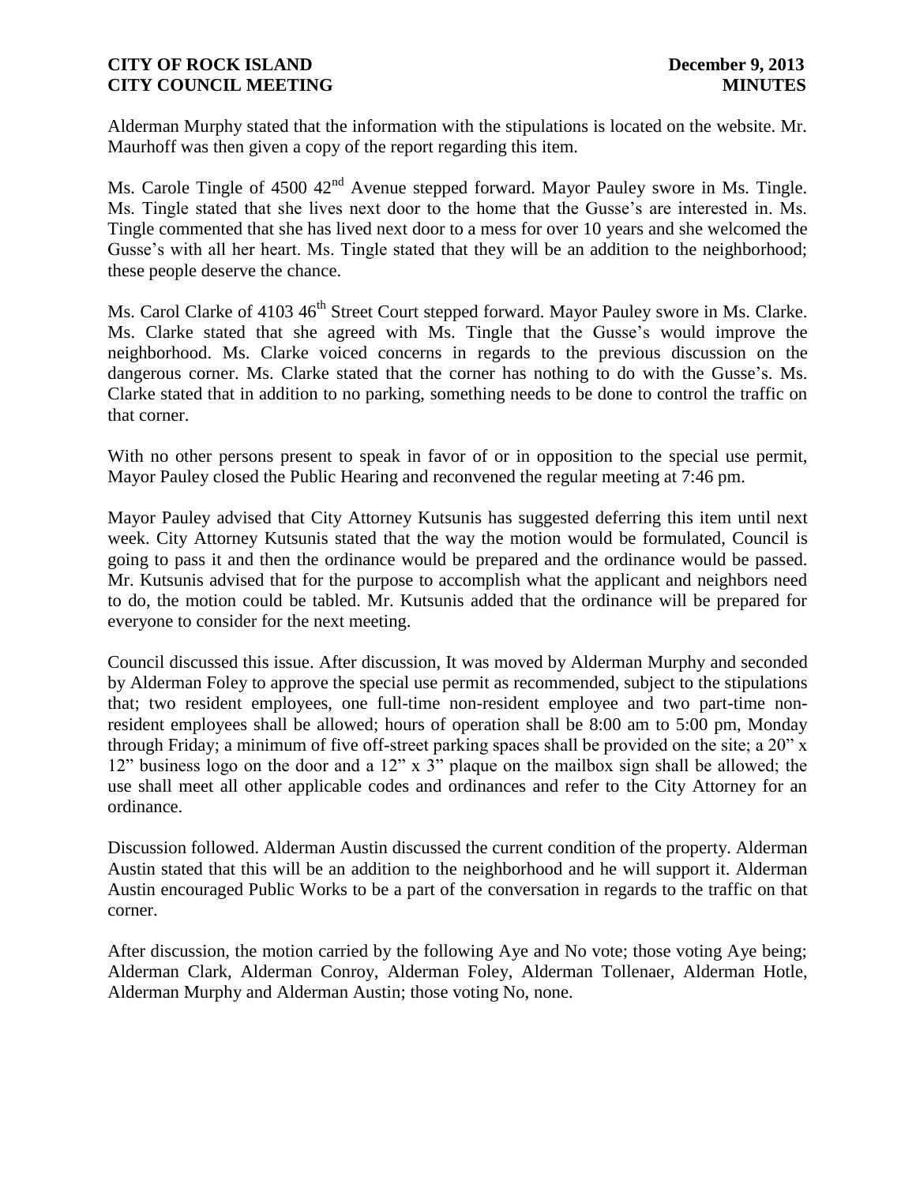Alderman Murphy stated that the information with the stipulations is located on the website. Mr. Maurhoff was then given a copy of the report regarding this item.

Ms. Carole Tingle of 4500 42nd Avenue stepped forward. Mayor Pauley swore in Ms. Tingle. Ms. Tingle stated that she lives next door to the home that the Gusse's are interested in. Ms. Tingle commented that she has lived next door to a mess for over 10 years and she welcomed the Gusse's with all her heart. Ms. Tingle stated that they will be an addition to the neighborhood; these people deserve the chance.

Ms. Carol Clarke of 4103 46th Street Court stepped forward. Mayor Pauley swore in Ms. Clarke. Ms. Clarke stated that she agreed with Ms. Tingle that the Gusse's would improve the neighborhood. Ms. Clarke voiced concerns in regards to the previous discussion on the dangerous corner. Ms. Clarke stated that the corner has nothing to do with the Gusse's. Ms. Clarke stated that in addition to no parking, something needs to be done to control the traffic on that corner.

With no other persons present to speak in favor of or in opposition to the special use permit, Mayor Pauley closed the Public Hearing and reconvened the regular meeting at 7:46 pm.

Mayor Pauley advised that City Attorney Kutsunis has suggested deferring this item until next week. City Attorney Kutsunis stated that the way the motion would be formulated, Council is going to pass it and then the ordinance would be prepared and the ordinance would be passed. Mr. Kutsunis advised that for the purpose to accomplish what the applicant and neighbors need to do, the motion could be tabled. Mr. Kutsunis added that the ordinance will be prepared for everyone to consider for the next meeting.

Council discussed this issue. After discussion, It was moved by Alderman Murphy and seconded by Alderman Foley to approve the special use permit as recommended, subject to the stipulations that; two resident employees, one full-time non-resident employee and two part-time non-resident employees shall be allowed; hours of operation shall be 8:00 am to 5:00 pm, Monday through Friday; a minimum of five off-street parking spaces shall be provided on the site; a 20" x 12" business logo on the door and a 12" x 3" plaque on the mailbox sign shall be allowed; the use shall meet all other applicable codes and ordinances and refer to the City Attorney for an ordinance.

Discussion followed. Alderman Austin discussed the current condition of the property. Alderman Austin stated that this will be an addition to the neighborhood and he will support it. Alderman Austin encouraged Public Works to be a part of the conversation in regards to the traffic on that corner.

After discussion, the motion carried by the following Aye and No vote; those voting Aye being; Alderman Clark, Alderman Conroy, Alderman Foley, Alderman Tollenaer, Alderman Hotle, Alderman Murphy and Alderman Austin; those voting No, none.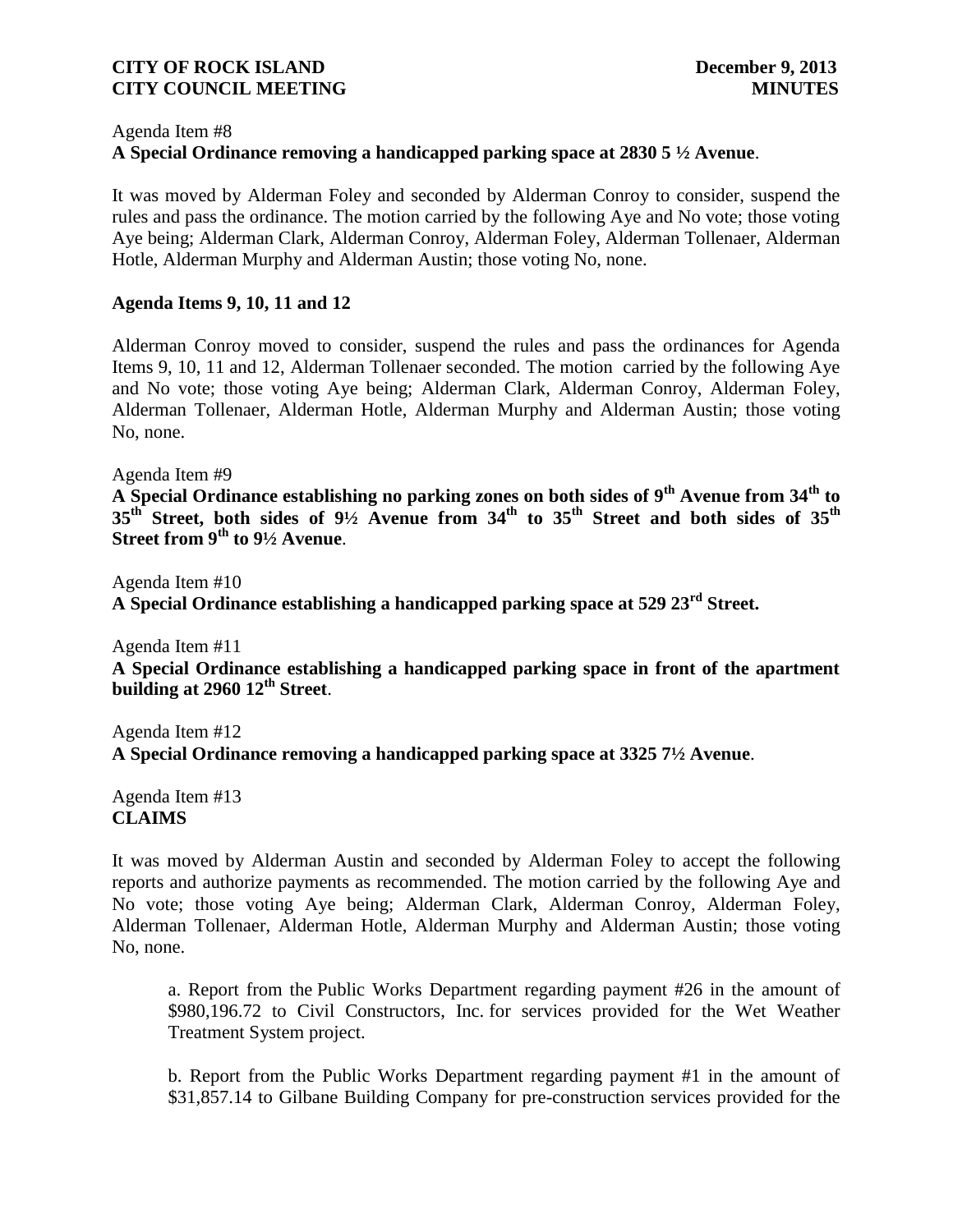Agenda Item #8
**A Special Ordinance removing a handicapped parking space at 2830 5 ½ Avenue**.

It was moved by Alderman Foley and seconded by Alderman Conroy to consider, suspend the rules and pass the ordinance. The motion carried by the following Aye and No vote; those voting Aye being; Alderman Clark, Alderman Conroy, Alderman Foley, Alderman Tollenaer, Alderman Hotle, Alderman Murphy and Alderman Austin; those voting No, none.

**Agenda Items 9, 10, 11 and 12**

Alderman Conroy moved to consider, suspend the rules and pass the ordinances for Agenda Items 9, 10, 11 and 12, Alderman Tollenaer seconded. The motion carried by the following Aye and No vote; those voting Aye being; Alderman Clark, Alderman Conroy, Alderman Foley, Alderman Tollenaer, Alderman Hotle, Alderman Murphy and Alderman Austin; those voting No, none.

Agenda Item #9
**A Special Ordinance establishing no parking zones on both sides of 9th Avenue from 34th to 35th Street, both sides of 9½ Avenue from 34th to 35th Street and both sides of 35th Street from 9th to 9½ Avenue**.

Agenda Item #10
**A Special Ordinance establishing a handicapped parking space at 529 23rd Street.**

Agenda Item #11
**A Special Ordinance establishing a handicapped parking space in front of the apartment building at 2960 12th Street**.

Agenda Item #12
**A Special Ordinance removing a handicapped parking space at 3325 7½ Avenue**.

Agenda Item #13
**CLAIMS**

It was moved by Alderman Austin and seconded by Alderman Foley to accept the following reports and authorize payments as recommended. The motion carried by the following Aye and No vote; those voting Aye being; Alderman Clark, Alderman Conroy, Alderman Foley, Alderman Tollenaer, Alderman Hotle, Alderman Murphy and Alderman Austin; those voting No, none.

a. Report from the Public Works Department regarding payment #26 in the amount of $980,196.72 to Civil Constructors, Inc. for services provided for the Wet Weather Treatment System project.

b. Report from the Public Works Department regarding payment #1 in the amount of $31,857.14 to Gilbane Building Company for pre-construction services provided for the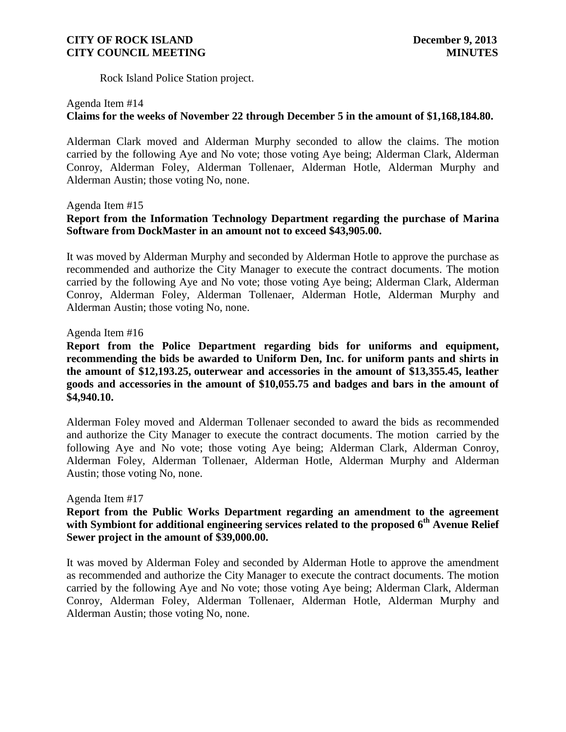Rock Island Police Station project.

Agenda Item #14

**Claims for the weeks of November 22 through December 5 in the amount of $1,168,184.80.**

Alderman Clark moved and Alderman Murphy seconded to allow the claims. The motion carried by the following Aye and No vote; those voting Aye being; Alderman Clark, Alderman Conroy, Alderman Foley, Alderman Tollenaer, Alderman Hotle, Alderman Murphy and Alderman Austin; those voting No, none.

Agenda Item #15

**Report from the Information Technology Department regarding the purchase of Marina Software from DockMaster in an amount not to exceed $43,905.00.**

It was moved by Alderman Murphy and seconded by Alderman Hotle to approve the purchase as recommended and authorize the City Manager to execute the contract documents. The motion carried by the following Aye and No vote; those voting Aye being; Alderman Clark, Alderman Conroy, Alderman Foley, Alderman Tollenaer, Alderman Hotle, Alderman Murphy and Alderman Austin; those voting No, none.

Agenda Item #16

**Report from the Police Department regarding bids for uniforms and equipment, recommending the bids be awarded to Uniform Den, Inc. for uniform pants and shirts in the amount of $12,193.25, outerwear and accessories in the amount of $13,355.45, leather goods and accessories in the amount of $10,055.75 and badges and bars in the amount of $4,940.10.**

Alderman Foley moved and Alderman Tollenaer seconded to award the bids as recommended and authorize the City Manager to execute the contract documents. The motion carried by the following Aye and No vote; those voting Aye being; Alderman Clark, Alderman Conroy, Alderman Foley, Alderman Tollenaer, Alderman Hotle, Alderman Murphy and Alderman Austin; those voting No, none.

Agenda Item #17

**Report from the Public Works Department regarding an amendment to the agreement with Symbiont for additional engineering services related to the proposed 6th Avenue Relief Sewer project in the amount of $39,000.00.**

It was moved by Alderman Foley and seconded by Alderman Hotle to approve the amendment as recommended and authorize the City Manager to execute the contract documents. The motion carried by the following Aye and No vote; those voting Aye being; Alderman Clark, Alderman Conroy, Alderman Foley, Alderman Tollenaer, Alderman Hotle, Alderman Murphy and Alderman Austin; those voting No, none.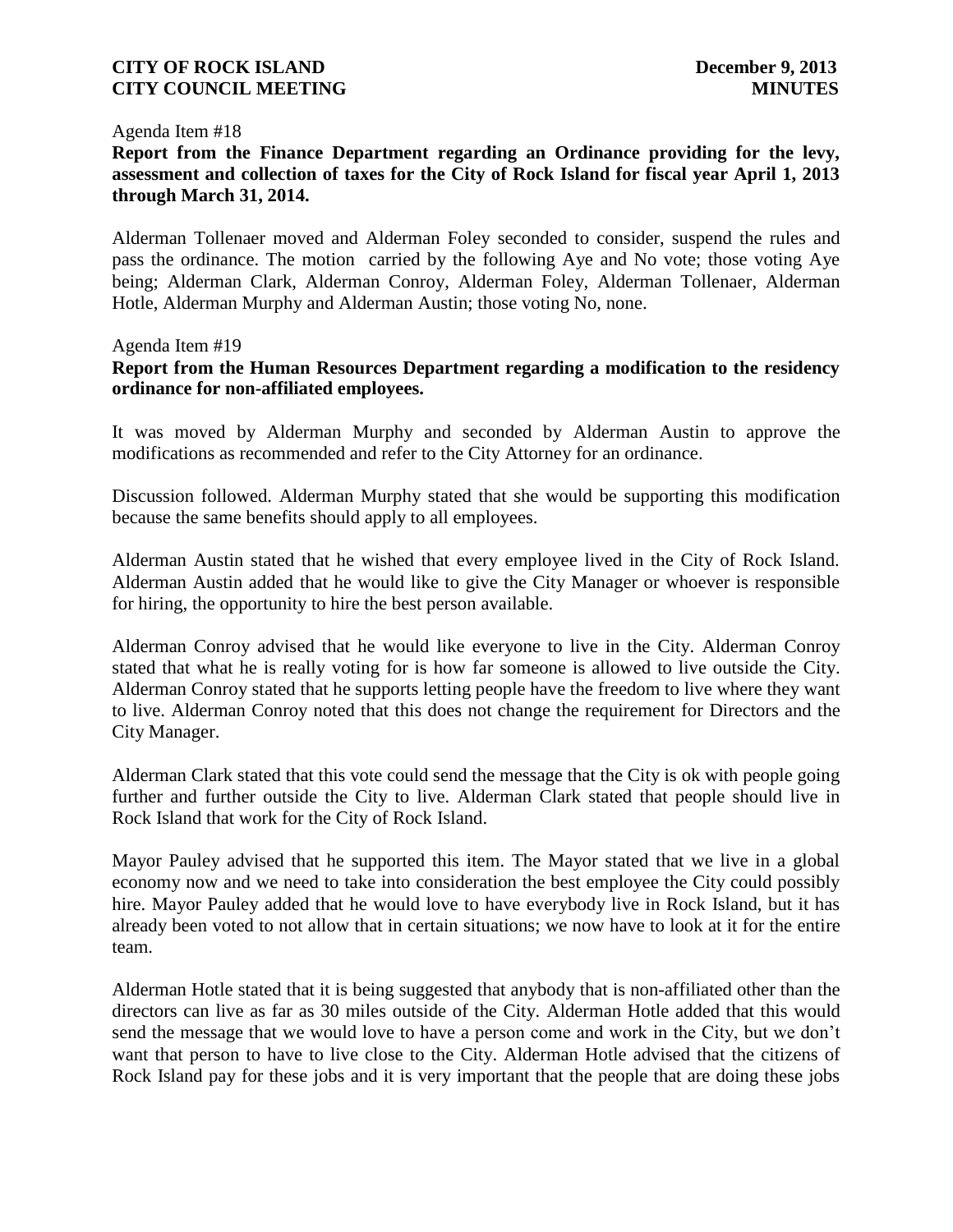Agenda Item #18

**Report from the Finance Department regarding an Ordinance providing for the levy, assessment and collection of taxes for the City of Rock Island for fiscal year April 1, 2013 through March 31, 2014.**

Alderman Tollenaer moved and Alderman Foley seconded to consider, suspend the rules and pass the ordinance. The motion carried by the following Aye and No vote; those voting Aye being; Alderman Clark, Alderman Conroy, Alderman Foley, Alderman Tollenaer, Alderman Hotle, Alderman Murphy and Alderman Austin; those voting No, none.

Agenda Item #19

**Report from the Human Resources Department regarding a modification to the residency ordinance for non-affiliated employees.**

It was moved by Alderman Murphy and seconded by Alderman Austin to approve the modifications as recommended and refer to the City Attorney for an ordinance.

Discussion followed. Alderman Murphy stated that she would be supporting this modification because the same benefits should apply to all employees.

Alderman Austin stated that he wished that every employee lived in the City of Rock Island. Alderman Austin added that he would like to give the City Manager or whoever is responsible for hiring, the opportunity to hire the best person available.

Alderman Conroy advised that he would like everyone to live in the City. Alderman Conroy stated that what he is really voting for is how far someone is allowed to live outside the City. Alderman Conroy stated that he supports letting people have the freedom to live where they want to live. Alderman Conroy noted that this does not change the requirement for Directors and the City Manager.

Alderman Clark stated that this vote could send the message that the City is ok with people going further and further outside the City to live. Alderman Clark stated that people should live in Rock Island that work for the City of Rock Island.

Mayor Pauley advised that he supported this item. The Mayor stated that we live in a global economy now and we need to take into consideration the best employee the City could possibly hire. Mayor Pauley added that he would love to have everybody live in Rock Island, but it has already been voted to not allow that in certain situations; we now have to look at it for the entire team.

Alderman Hotle stated that it is being suggested that anybody that is non-affiliated other than the directors can live as far as 30 miles outside of the City. Alderman Hotle added that this would send the message that we would love to have a person come and work in the City, but we don't want that person to have to live close to the City. Alderman Hotle advised that the citizens of Rock Island pay for these jobs and it is very important that the people that are doing these jobs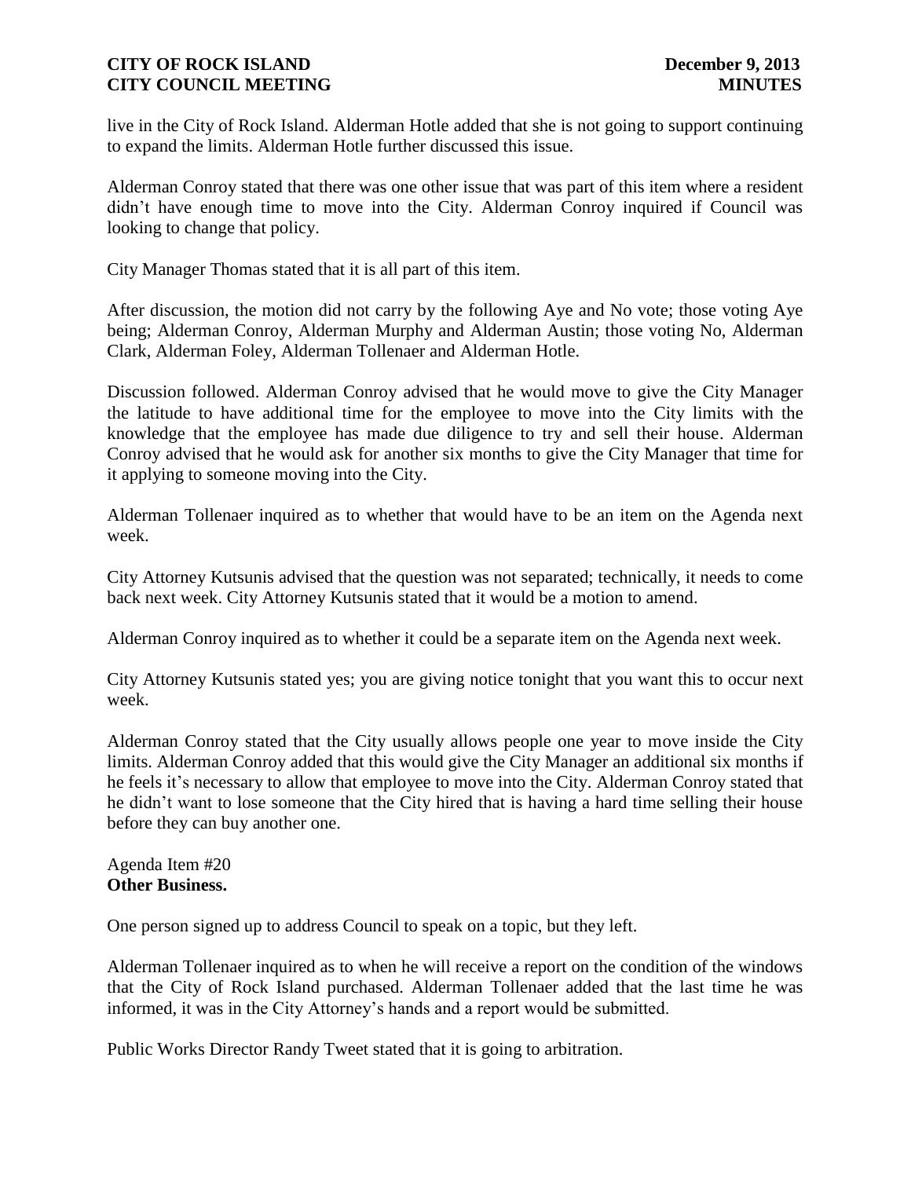live in the City of Rock Island. Alderman Hotle added that she is not going to support continuing to expand the limits. Alderman Hotle further discussed this issue.

Alderman Conroy stated that there was one other issue that was part of this item where a resident didn't have enough time to move into the City. Alderman Conroy inquired if Council was looking to change that policy.

City Manager Thomas stated that it is all part of this item.

After discussion, the motion did not carry by the following Aye and No vote; those voting Aye being; Alderman Conroy, Alderman Murphy and Alderman Austin; those voting No, Alderman Clark, Alderman Foley, Alderman Tollenaer and Alderman Hotle.

Discussion followed. Alderman Conroy advised that he would move to give the City Manager the latitude to have additional time for the employee to move into the City limits with the knowledge that the employee has made due diligence to try and sell their house. Alderman Conroy advised that he would ask for another six months to give the City Manager that time for it applying to someone moving into the City.

Alderman Tollenaer inquired as to whether that would have to be an item on the Agenda next week.

City Attorney Kutsunis advised that the question was not separated; technically, it needs to come back next week. City Attorney Kutsunis stated that it would be a motion to amend.

Alderman Conroy inquired as to whether it could be a separate item on the Agenda next week.

City Attorney Kutsunis stated yes; you are giving notice tonight that you want this to occur next week.

Alderman Conroy stated that the City usually allows people one year to move inside the City limits. Alderman Conroy added that this would give the City Manager an additional six months if he feels it's necessary to allow that employee to move into the City. Alderman Conroy stated that he didn't want to lose someone that the City hired that is having a hard time selling their house before they can buy another one.

Agenda Item #20
**Other Business.**

One person signed up to address Council to speak on a topic, but they left.

Alderman Tollenaer inquired as to when he will receive a report on the condition of the windows that the City of Rock Island purchased. Alderman Tollenaer added that the last time he was informed, it was in the City Attorney's hands and a report would be submitted.

Public Works Director Randy Tweet stated that it is going to arbitration.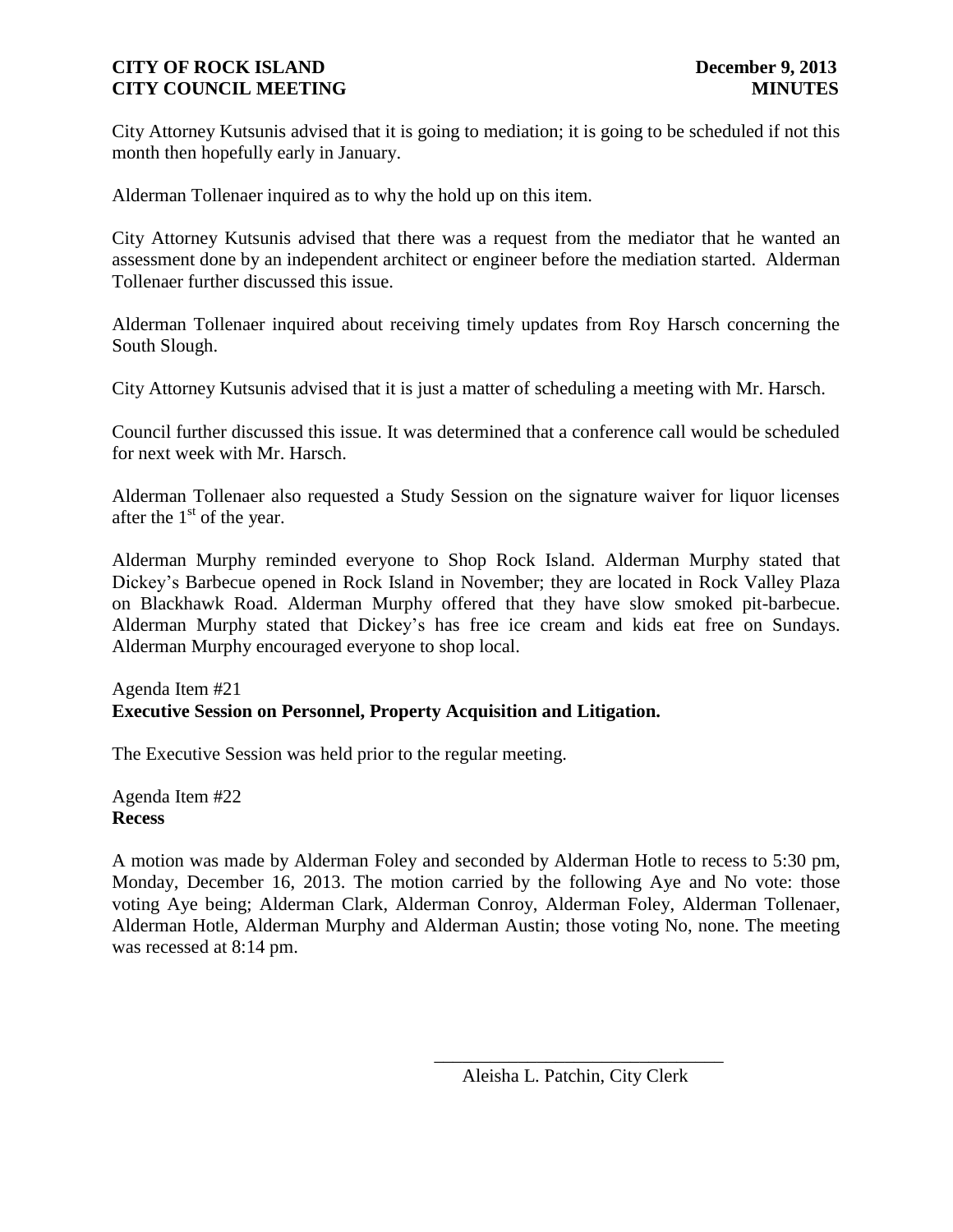City Attorney Kutsunis advised that it is going to mediation; it is going to be scheduled if not this month then hopefully early in January.

Alderman Tollenaer inquired as to why the hold up on this item.

City Attorney Kutsunis advised that there was a request from the mediator that he wanted an assessment done by an independent architect or engineer before the mediation started. Alderman Tollenaer further discussed this issue.

Alderman Tollenaer inquired about receiving timely updates from Roy Harsch concerning the South Slough.

City Attorney Kutsunis advised that it is just a matter of scheduling a meeting with Mr. Harsch.

Council further discussed this issue. It was determined that a conference call would be scheduled for next week with Mr. Harsch.

Alderman Tollenaer also requested a Study Session on the signature waiver for liquor licenses after the 1st of the year.

Alderman Murphy reminded everyone to Shop Rock Island. Alderman Murphy stated that Dickey's Barbecue opened in Rock Island in November; they are located in Rock Valley Plaza on Blackhawk Road. Alderman Murphy offered that they have slow smoked pit-barbecue. Alderman Murphy stated that Dickey's has free ice cream and kids eat free on Sundays. Alderman Murphy encouraged everyone to shop local.

Agenda Item #21
**Executive Session on Personnel, Property Acquisition and Litigation.**

The Executive Session was held prior to the regular meeting.

Agenda Item #22
**Recess**

A motion was made by Alderman Foley and seconded by Alderman Hotle to recess to 5:30 pm, Monday, December 16, 2013. The motion carried by the following Aye and No vote: those voting Aye being; Alderman Clark, Alderman Conroy, Alderman Foley, Alderman Tollenaer, Alderman Hotle, Alderman Murphy and Alderman Austin; those voting No, none. The meeting was recessed at 8:14 pm.

\_\_\_\_\_\_\_\_\_\_\_\_\_\_\_\_\_\_\_\_\_\_\_\_\_\_\_\_\_\_\_
Aleisha L. Patchin, City Clerk